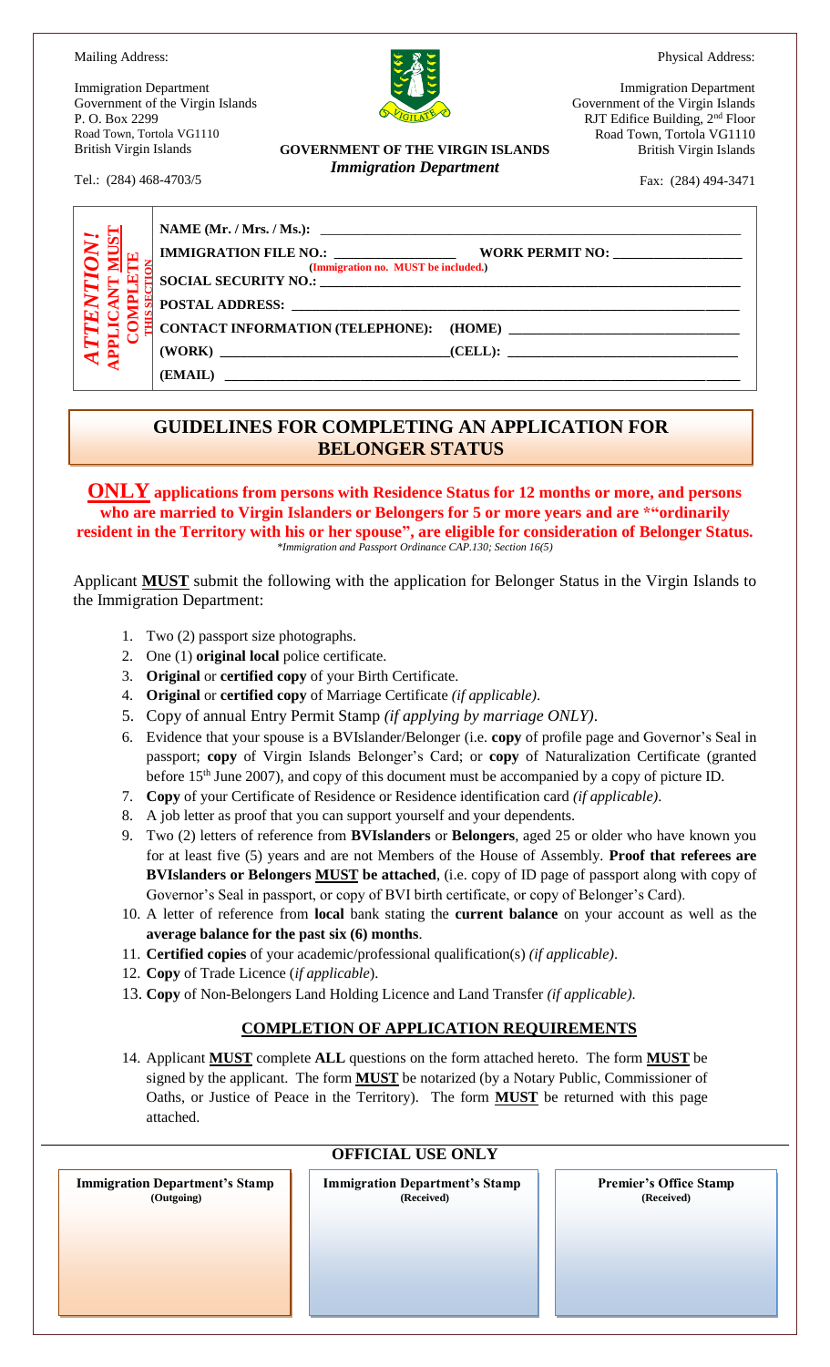Mailing Address:

Immigration Department
Government of the Virgin Islands
P. O. Box 2299
Road Town, Tortola VG1110
British Virgin Islands

Tel.: (284) 468-4703/5

**GOVERNMENT OF THE VIRGIN ISLANDS**
***Immigration Department***

Physical Address:

Immigration Department
Government of the Virgin Islands
RJT Edifice Building, 2nd Floor
Road Town, Tortola VG1110
British Virgin Islands

Fax: (284) 494-3471

***ATTENTION!* APPLICANT MUST COMPLETE THIS SECTION**

**NAME (Mr. / Mrs. / Ms.):** ____________________

**IMMIGRATION FILE NO.:** ________ **WORK PERMIT NO:** ________
**(Immigration no. MUST be included.)**

**SOCIAL SECURITY NO.:** ____________________

**POSTAL ADDRESS:** ____________________

**CONTACT INFORMATION (TELEPHONE): (HOME)** ____________________

**(WORK)** ________ **(CELL):** ________

**(EMAIL)** ____________________

## GUIDELINES FOR COMPLETING AN APPLICATION FOR BELONGER STATUS

**ONLY applications from persons with Residence Status for 12 months or more, and persons who are married to Virgin Islanders or Belongers for 5 or more years and are *"ordinarily resident in the Territory with his or her spouse", are eligible for consideration of Belonger Status.**
*\*Immigration and Passport Ordinance CAP.130; Section 16(5)*

Applicant **MUST** submit the following with the application for Belonger Status in the Virgin Islands to the Immigration Department:

1. Two (2) passport size photographs.
2. One (1) **original local** police certificate.
3. **Original** or **certified copy** of your Birth Certificate.
4. **Original** or **certified copy** of Marriage Certificate *(if applicable)*.
5. Copy of annual Entry Permit Stamp *(if applying by marriage ONLY)*.
6. Evidence that your spouse is a BVIslander/Belonger (i.e. **copy** of profile page and Governor's Seal in passport; **copy** of Virgin Islands Belonger's Card; or **copy** of Naturalization Certificate (granted before 15th June 2007), and copy of this document must be accompanied by a copy of picture ID.
7. **Copy** of your Certificate of Residence or Residence identification card *(if applicable)*.
8. A job letter as proof that you can support yourself and your dependents.
9. Two (2) letters of reference from **BVIslanders** or **Belongers**, aged 25 or older who have known you for at least five (5) years and are not Members of the House of Assembly. **Proof that referees are BVIslanders or Belongers MUST be attached**, (i.e. copy of ID page of passport along with copy of Governor's Seal in passport, or copy of BVI birth certificate, or copy of Belonger's Card).
10. A letter of reference from **local** bank stating the **current balance** on your account as well as the **average balance for the past six (6) months**.
11. **Certified copies** of your academic/professional qualification(s) *(if applicable)*.
12. **Copy** of Trade Licence (*if applicable*).
13. **Copy** of Non-Belongers Land Holding Licence and Land Transfer *(if applicable)*.

### COMPLETION OF APPLICATION REQUIREMENTS

14. Applicant **MUST** complete **ALL** questions on the form attached hereto. The form **MUST** be signed by the applicant. The form **MUST** be notarized (by a Notary Public, Commissioner of Oaths, or Justice of Peace in the Territory). The form **MUST** be returned with this page attached.

### OFFICIAL USE ONLY

| Immigration Department's Stamp (Outgoing) | Immigration Department's Stamp (Received) | Premier's Office Stamp (Received) |
|---|---|---|
| | | |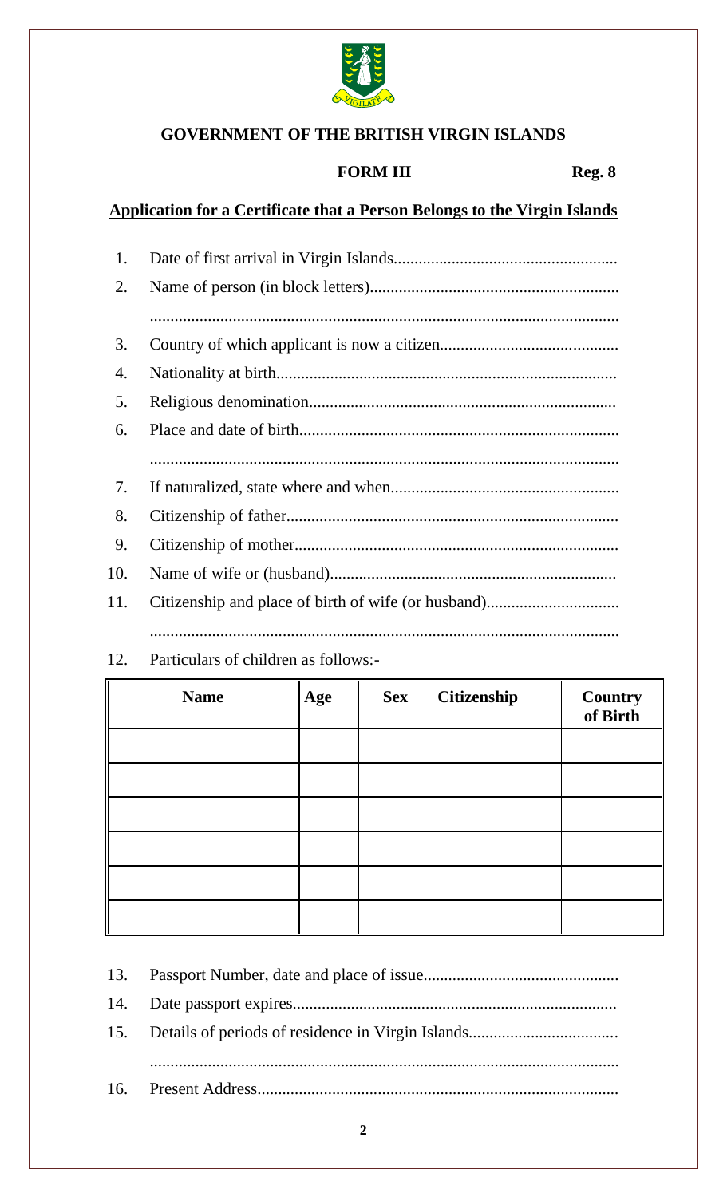**GOVERNMENT OF THE BRITISH VIRGIN ISLANDS**

**FORM III** **Reg. 8**

**Application for a Certificate that a Person Belongs to the Virgin Islands**

1. Date of first arrival in Virgin Islands......................................................
2. Name of person (in block letters)............................................................
   ................................................................................................................
3. Country of which applicant is now a citizen...........................................
4. Nationality at birth..................................................................................
5. Religious denomination..........................................................................
6. Place and date of birth.............................................................................
   ................................................................................................................
7. If naturalized, state where and when.......................................................
8. Citizenship of father................................................................................
9. Citizenship of mother..............................................................................
10. Name of wife or (husband).....................................................................
11. Citizenship and place of birth of wife (or husband)................................
    ................................................................................................................
12. Particulars of children as follows:-

| Name | Age | Sex | Citizenship | Country of Birth |
|---|---|---|---|---|
| | | | | |
| | | | | |
| | | | | |
| | | | | |
| | | | | |
| | | | | |

13. Passport Number, date and place of issue...............................................
14. Date passport expires.............................................................................
15. Details of periods of residence in Virgin Islands....................................
    ................................................................................................................
16. Present Address.......................................................................................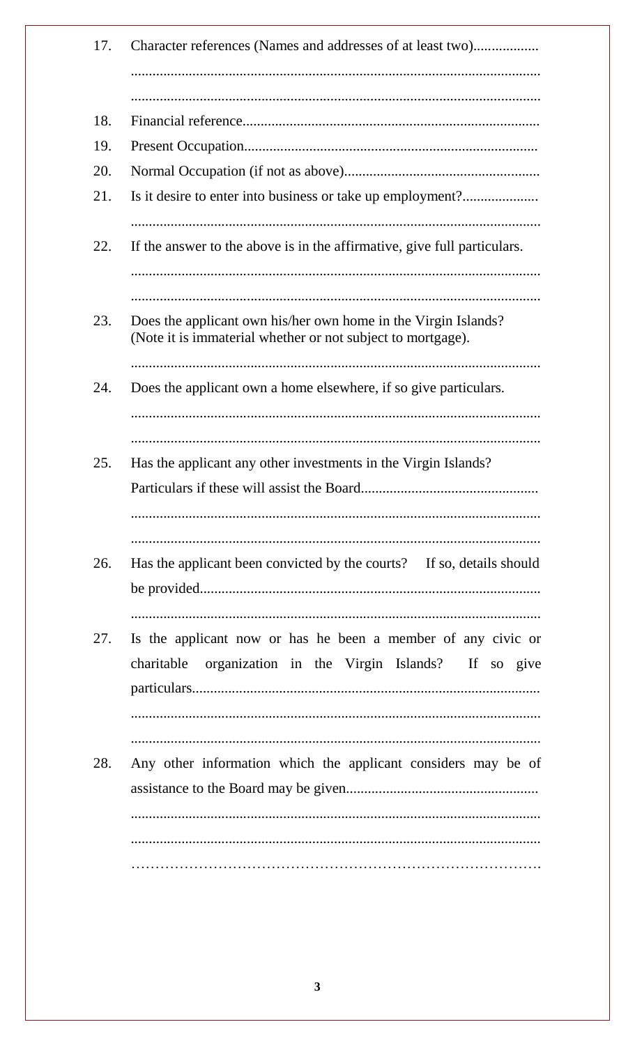17. Character references (Names and addresses of at least two)..................

    ................................................................................................................

    ................................................................................................................

18. Financial reference..................................................................................

19. Present Occupation.................................................................................

20. Normal Occupation (if not as above).......................................................

21. Is it desire to enter into business or take up employment?.....................

    ................................................................................................................

22. If the answer to the above is in the affirmative, give full particulars.

    ................................................................................................................

    ................................................................................................................

23. Does the applicant own his/her own home in the Virgin Islands?
    (Note it is immaterial whether or not subject to mortgage).

    ................................................................................................................

24. Does the applicant own a home elsewhere, if so give particulars.

    ................................................................................................................

    ................................................................................................................

25. Has the applicant any other investments in the Virgin Islands?
    Particulars if these will assist the Board.................................................

    ................................................................................................................

    ................................................................................................................

26. Has the applicant been convicted by the courts? If so, details should be provided.............................................................................................

    ................................................................................................................

27. Is the applicant now or has he been a member of any civic or charitable organization in the Virgin Islands? If so give particulars...............................................................................................

    ................................................................................................................

    ................................................................................................................

28. Any other information which the applicant considers may be of assistance to the Board may be given.....................................................

    ................................................................................................................

    ................................................................................................................

    …………………………………………………………………………….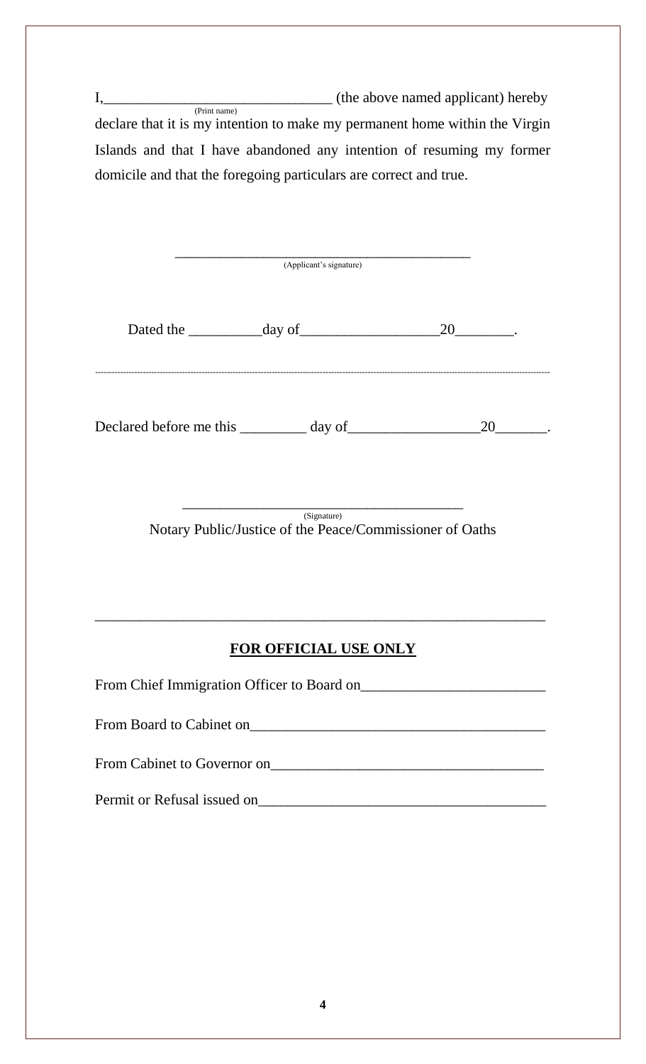I,______________________________ (the above named applicant) hereby
(Print name)
declare that it is my intention to make my permanent home within the Virgin Islands and that I have abandoned any intention of resuming my former domicile and that the foregoing particulars are correct and true.

__________________________________________
(Applicant's signature)

Dated the __________day of___________________20________.

---

Declared before me this _________ day of_________________20_______.

_______________________________________
(Signature)
Notary Public/Justice of the Peace/Commissioner of Oaths

---

**FOR OFFICIAL USE ONLY**

From Chief Immigration Officer to Board on________________________

From Board to Cabinet on_______________________________________

From Cabinet to Governor on____________________________________

Permit or Refusal issued on______________________________________